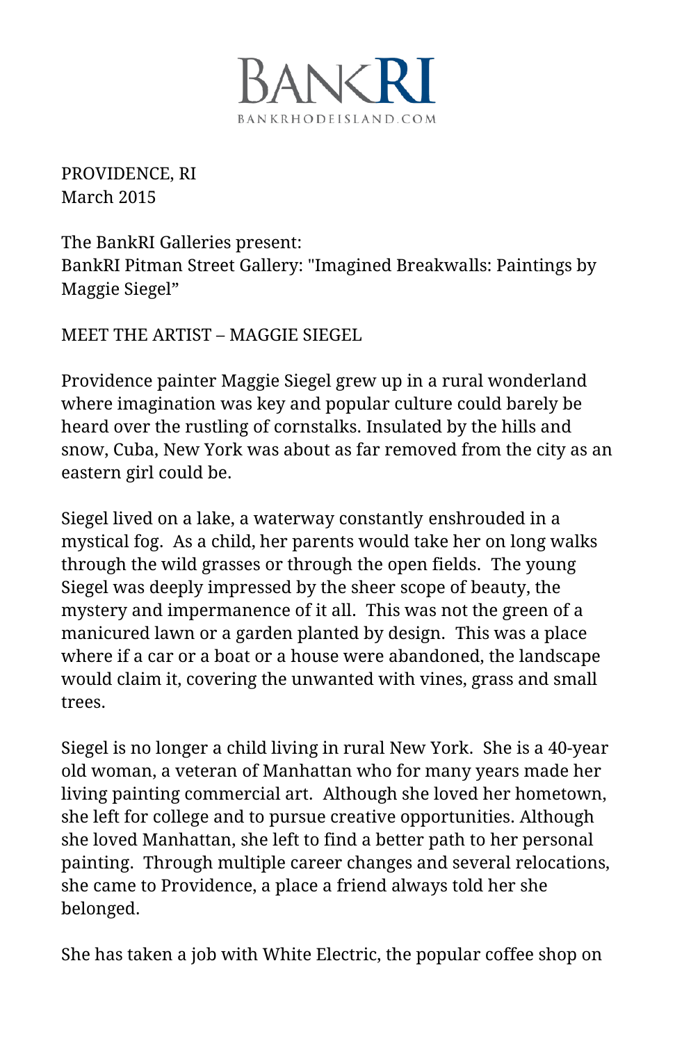BANKRI
BANKRHODEISLAND.COM

PROVIDENCE, RI
March 2015

The BankRI Galleries present:
BankRI Pitman Street Gallery: "Imagined Breakwalls: Paintings by Maggie Siegel"

MEET THE ARTIST – MAGGIE SIEGEL

Providence painter Maggie Siegel grew up in a rural wonderland where imagination was key and popular culture could barely be heard over the rustling of cornstalks. Insulated by the hills and snow, Cuba, New York was about as far removed from the city as an eastern girl could be.

Siegel lived on a lake, a waterway constantly enshrouded in a mystical fog. As a child, her parents would take her on long walks through the wild grasses or through the open fields. The young Siegel was deeply impressed by the sheer scope of beauty, the mystery and impermanence of it all. This was not the green of a manicured lawn or a garden planted by design. This was a place where if a car or a boat or a house were abandoned, the landscape would claim it, covering the unwanted with vines, grass and small trees.

Siegel is no longer a child living in rural New York. She is a 40-year old woman, a veteran of Manhattan who for many years made her living painting commercial art. Although she loved her hometown, she left for college and to pursue creative opportunities. Although she loved Manhattan, she left to find a better path to her personal painting. Through multiple career changes and several relocations, she came to Providence, a place a friend always told her she belonged.

She has taken a job with White Electric, the popular coffee shop on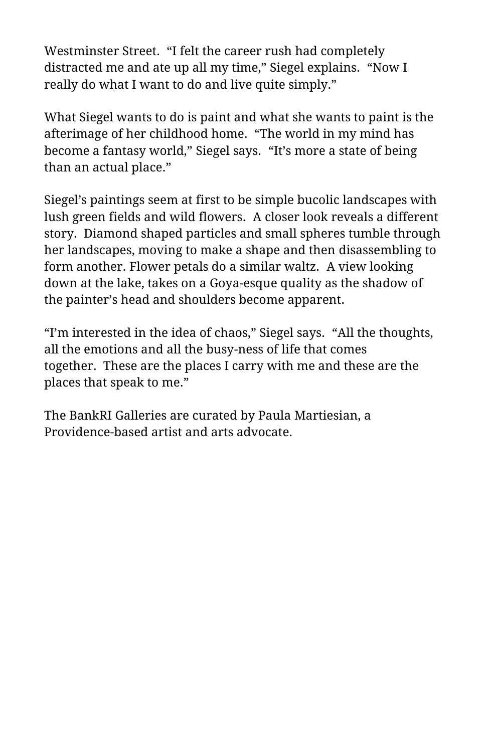Westminster Street. "I felt the career rush had completely distracted me and ate up all my time," Siegel explains. "Now I really do what I want to do and live quite simply."

What Siegel wants to do is paint and what she wants to paint is the afterimage of her childhood home. "The world in my mind has become a fantasy world," Siegel says. "It's more a state of being than an actual place."

Siegel's paintings seem at first to be simple bucolic landscapes with lush green fields and wild flowers. A closer look reveals a different story. Diamond shaped particles and small spheres tumble through her landscapes, moving to make a shape and then disassembling to form another. Flower petals do a similar waltz. A view looking down at the lake, takes on a Goya-esque quality as the shadow of the painter's head and shoulders become apparent.

"I'm interested in the idea of chaos," Siegel says. "All the thoughts, all the emotions and all the busy-ness of life that comes together. These are the places I carry with me and these are the places that speak to me."

The BankRI Galleries are curated by Paula Martiesian, a Providence-based artist and arts advocate.